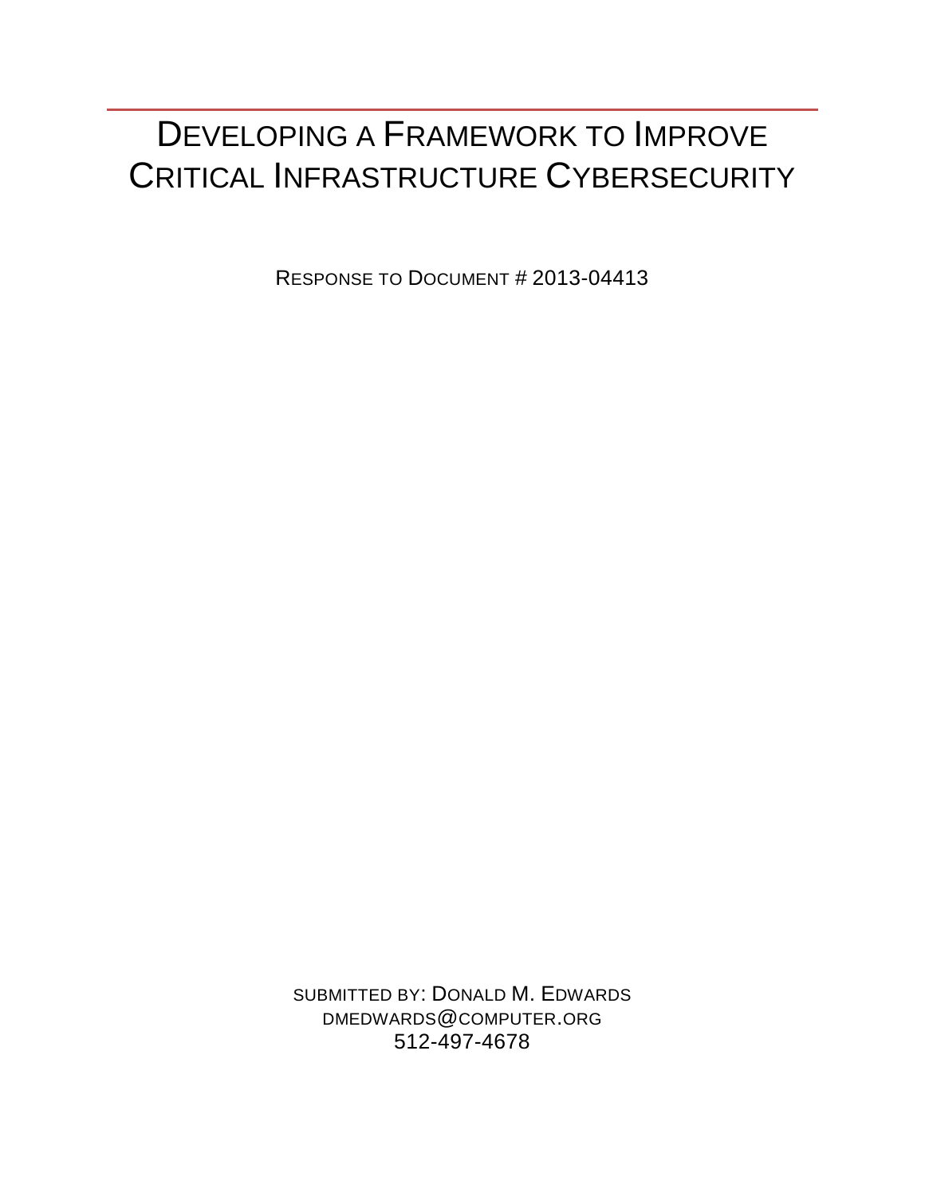# Developing a Framework to Improve Critical Infrastructure Cybersecurity

Response to Document # 2013-04413

Submitted by: Donald M. Edwards
dmedwards@computer.org
512-497-4678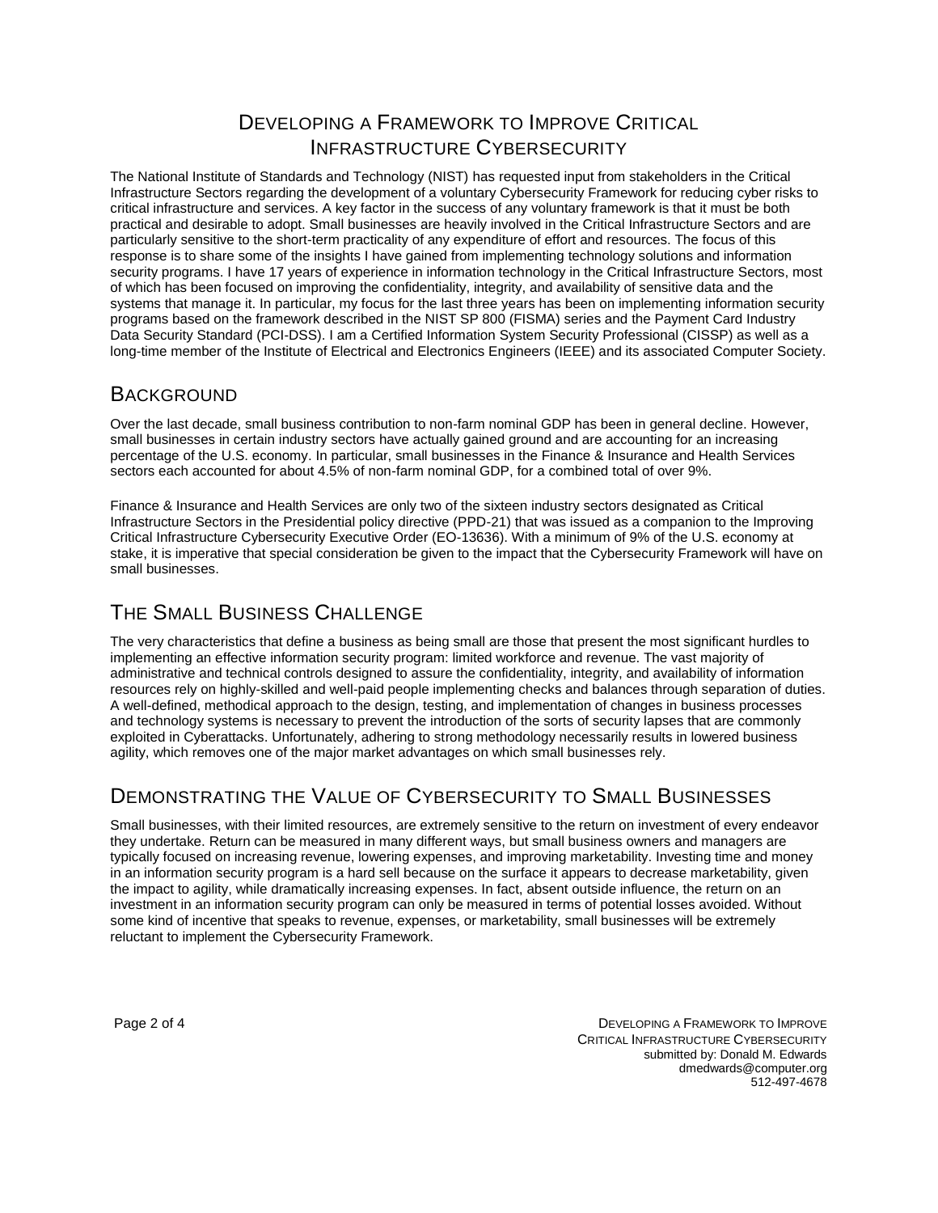# Developing a Framework to Improve Critical Infrastructure Cybersecurity

The National Institute of Standards and Technology (NIST) has requested input from stakeholders in the Critical Infrastructure Sectors regarding the development of a voluntary Cybersecurity Framework for reducing cyber risks to critical infrastructure and services. A key factor in the success of any voluntary framework is that it must be both practical and desirable to adopt. Small businesses are heavily involved in the Critical Infrastructure Sectors and are particularly sensitive to the short-term practicality of any expenditure of effort and resources. The focus of this response is to share some of the insights I have gained from implementing technology solutions and information security programs. I have 17 years of experience in information technology in the Critical Infrastructure Sectors, most of which has been focused on improving the confidentiality, integrity, and availability of sensitive data and the systems that manage it. In particular, my focus for the last three years has been on implementing information security programs based on the framework described in the NIST SP 800 (FISMA) series and the Payment Card Industry Data Security Standard (PCI-DSS). I am a Certified Information System Security Professional (CISSP) as well as a long-time member of the Institute of Electrical and Electronics Engineers (IEEE) and its associated Computer Society.

## Background

Over the last decade, small business contribution to non-farm nominal GDP has been in general decline. However, small businesses in certain industry sectors have actually gained ground and are accounting for an increasing percentage of the U.S. economy. In particular, small businesses in the Finance & Insurance and Health Services sectors each accounted for about 4.5% of non-farm nominal GDP, for a combined total of over 9%.

Finance & Insurance and Health Services are only two of the sixteen industry sectors designated as Critical Infrastructure Sectors in the Presidential policy directive (PPD-21) that was issued as a companion to the Improving Critical Infrastructure Cybersecurity Executive Order (EO-13636). With a minimum of 9% of the U.S. economy at stake, it is imperative that special consideration be given to the impact that the Cybersecurity Framework will have on small businesses.

## The Small Business Challenge

The very characteristics that define a business as being small are those that present the most significant hurdles to implementing an effective information security program: limited workforce and revenue. The vast majority of administrative and technical controls designed to assure the confidentiality, integrity, and availability of information resources rely on highly-skilled and well-paid people implementing checks and balances through separation of duties. A well-defined, methodical approach to the design, testing, and implementation of changes in business processes and technology systems is necessary to prevent the introduction of the sorts of security lapses that are commonly exploited in Cyberattacks. Unfortunately, adhering to strong methodology necessarily results in lowered business agility, which removes one of the major market advantages on which small businesses rely.

## Demonstrating the Value of Cybersecurity to Small Businesses

Small businesses, with their limited resources, are extremely sensitive to the return on investment of every endeavor they undertake. Return can be measured in many different ways, but small business owners and managers are typically focused on increasing revenue, lowering expenses, and improving marketability. Investing time and money in an information security program is a hard sell because on the surface it appears to decrease marketability, given the impact to agility, while dramatically increasing expenses. In fact, absent outside influence, the return on an investment in an information security program can only be measured in terms of potential losses avoided. Without some kind of incentive that speaks to revenue, expenses, or marketability, small businesses will be extremely reluctant to implement the Cybersecurity Framework.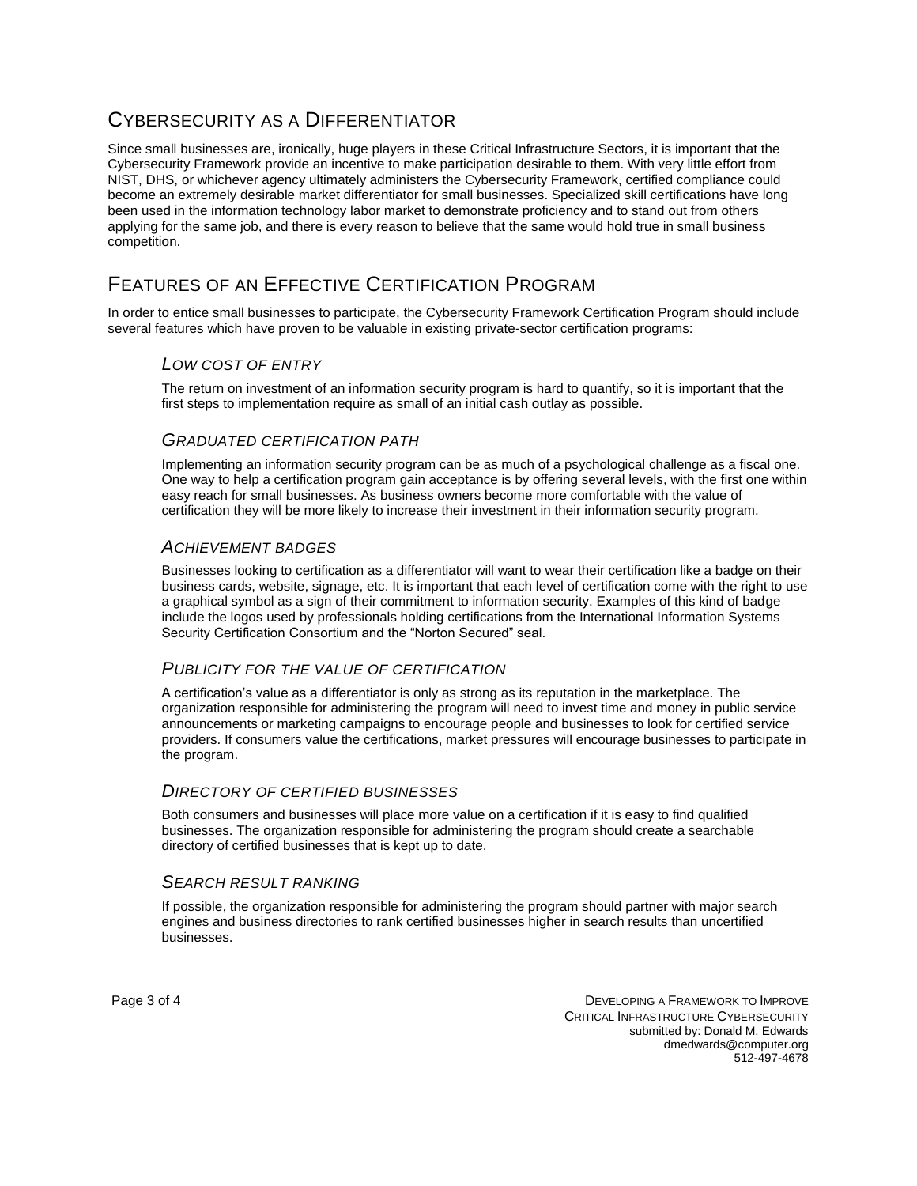## Cybersecurity as a Differentiator

Since small businesses are, ironically, huge players in these Critical Infrastructure Sectors, it is important that the Cybersecurity Framework provide an incentive to make participation desirable to them. With very little effort from NIST, DHS, or whichever agency ultimately administers the Cybersecurity Framework, certified compliance could become an extremely desirable market differentiator for small businesses. Specialized skill certifications have long been used in the information technology labor market to demonstrate proficiency and to stand out from others applying for the same job, and there is every reason to believe that the same would hold true in small business competition.

## Features of an Effective Certification Program

In order to entice small businesses to participate, the Cybersecurity Framework Certification Program should include several features which have proven to be valuable in existing private-sector certification programs:

### *Low cost of entry*

The return on investment of an information security program is hard to quantify, so it is important that the first steps to implementation require as small of an initial cash outlay as possible.

### *Graduated certification path*

Implementing an information security program can be as much of a psychological challenge as a fiscal one. One way to help a certification program gain acceptance is by offering several levels, with the first one within easy reach for small businesses. As business owners become more comfortable with the value of certification they will be more likely to increase their investment in their information security program.

### *Achievement badges*

Businesses looking to certification as a differentiator will want to wear their certification like a badge on their business cards, website, signage, etc. It is important that each level of certification come with the right to use a graphical symbol as a sign of their commitment to information security. Examples of this kind of badge include the logos used by professionals holding certifications from the International Information Systems Security Certification Consortium and the "Norton Secured" seal.

### *Publicity for the value of certification*

A certification's value as a differentiator is only as strong as its reputation in the marketplace. The organization responsible for administering the program will need to invest time and money in public service announcements or marketing campaigns to encourage people and businesses to look for certified service providers. If consumers value the certifications, market pressures will encourage businesses to participate in the program.

### *Directory of certified businesses*

Both consumers and businesses will place more value on a certification if it is easy to find qualified businesses. The organization responsible for administering the program should create a searchable directory of certified businesses that is kept up to date.

### *Search result ranking*

If possible, the organization responsible for administering the program should partner with major search engines and business directories to rank certified businesses higher in search results than uncertified businesses.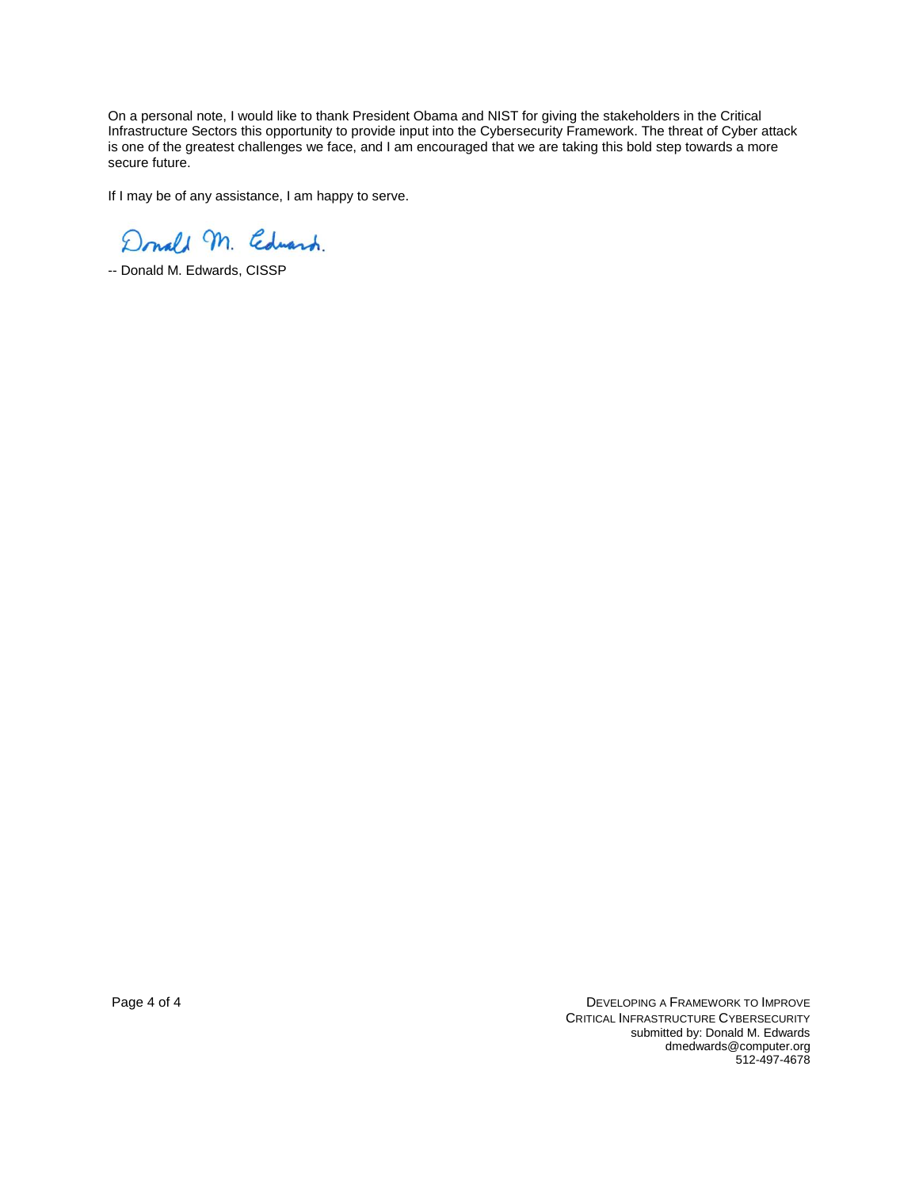On a personal note, I would like to thank President Obama and NIST for giving the stakeholders in the Critical Infrastructure Sectors this opportunity to provide input into the Cybersecurity Framework. The threat of Cyber attack is one of the greatest challenges we face, and I am encouraged that we are taking this bold step towards a more secure future.

If I may be of any assistance, I am happy to serve.

Donald M. Edwards

-- Donald M. Edwards, CISSP